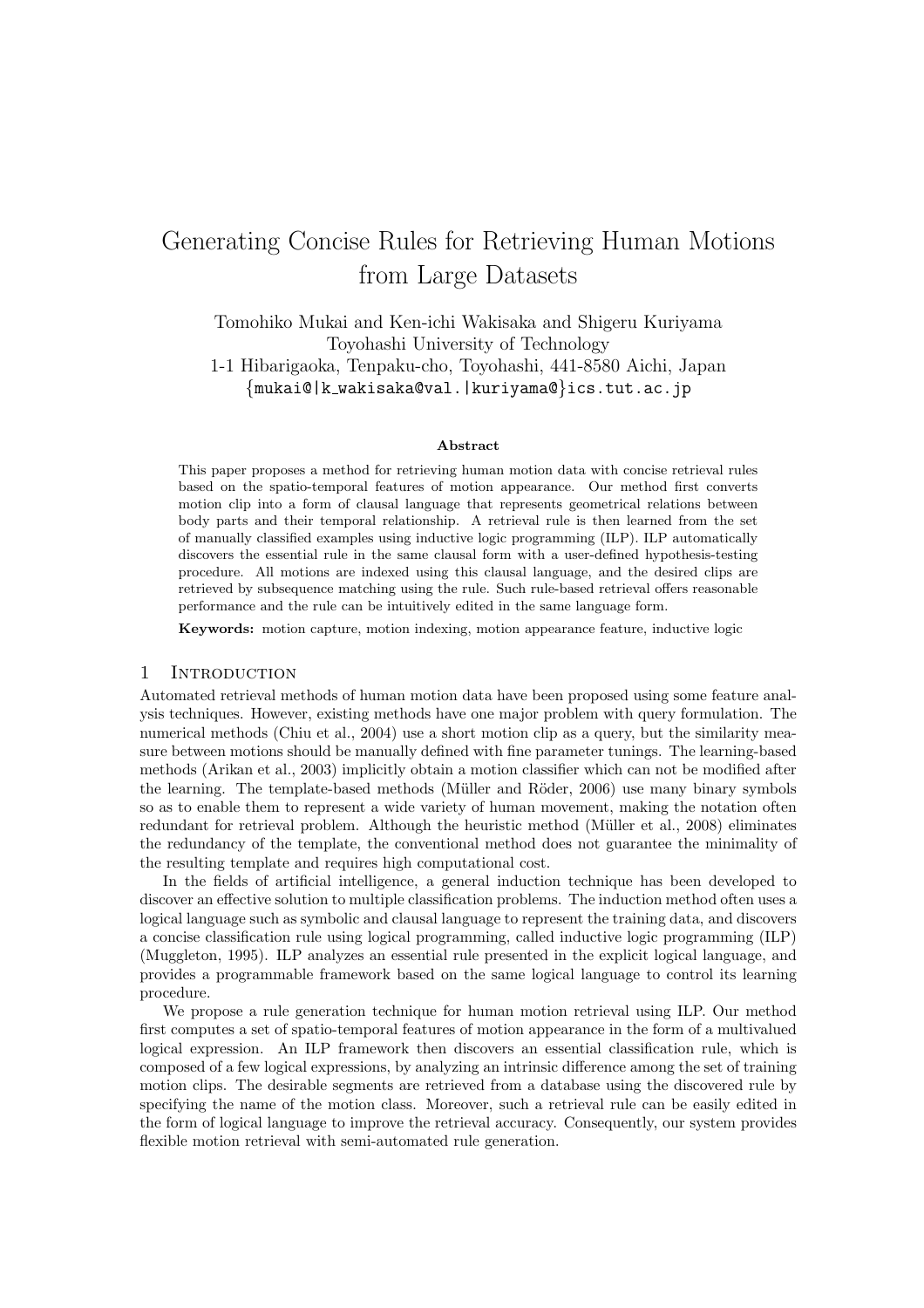# Generating Concise Rules for Retrieving Human Motions from Large Datasets

Tomohiko Mukai and Ken-ichi Wakisaka and Shigeru Kuriyama
Toyohashi University of Technology
1-1 Hibarigaoka, Tenpaku-cho, Toyohashi, 441-8580 Aichi, Japan
{mukai@|k_wakisaka@val.|kuriyama@}ics.tut.ac.jp

**Abstract**

This paper proposes a method for retrieving human motion data with concise retrieval rules based on the spatio-temporal features of motion appearance. Our method first converts motion clip into a form of clausal language that represents geometrical relations between body parts and their temporal relationship. A retrieval rule is then learned from the set of manually classified examples using inductive logic programming (ILP). ILP automatically discovers the essential rule in the same clausal form with a user-defined hypothesis-testing procedure. All motions are indexed using this clausal language, and the desired clips are retrieved by subsequence matching using the rule. Such rule-based retrieval offers reasonable performance and the rule can be intuitively edited in the same language form.

**Keywords:** motion capture, motion indexing, motion appearance feature, inductive logic

## 1 Introduction

Automated retrieval methods of human motion data have been proposed using some feature analysis techniques. However, existing methods have one major problem with query formulation. The numerical methods (Chiu et al., 2004) use a short motion clip as a query, but the similarity measure between motions should be manually defined with fine parameter tunings. The learning-based methods (Arikan et al., 2003) implicitly obtain a motion classifier which can not be modified after the learning. The template-based methods (Müller and Röder, 2006) use many binary symbols so as to enable them to represent a wide variety of human movement, making the notation often redundant for retrieval problem. Although the heuristic method (Müller et al., 2008) eliminates the redundancy of the template, the conventional method does not guarantee the minimality of the resulting template and requires high computational cost.

In the fields of artificial intelligence, a general induction technique has been developed to discover an effective solution to multiple classification problems. The induction method often uses a logical language such as symbolic and clausal language to represent the training data, and discovers a concise classification rule using logical programming, called inductive logic programming (ILP) (Muggleton, 1995). ILP analyzes an essential rule presented in the explicit logical language, and provides a programmable framework based on the same logical language to control its learning procedure.

We propose a rule generation technique for human motion retrieval using ILP. Our method first computes a set of spatio-temporal features of motion appearance in the form of a multivalued logical expression. An ILP framework then discovers an essential classification rule, which is composed of a few logical expressions, by analyzing an intrinsic difference among the set of training motion clips. The desirable segments are retrieved from a database using the discovered rule by specifying the name of the motion class. Moreover, such a retrieval rule can be easily edited in the form of logical language to improve the retrieval accuracy. Consequently, our system provides flexible motion retrieval with semi-automated rule generation.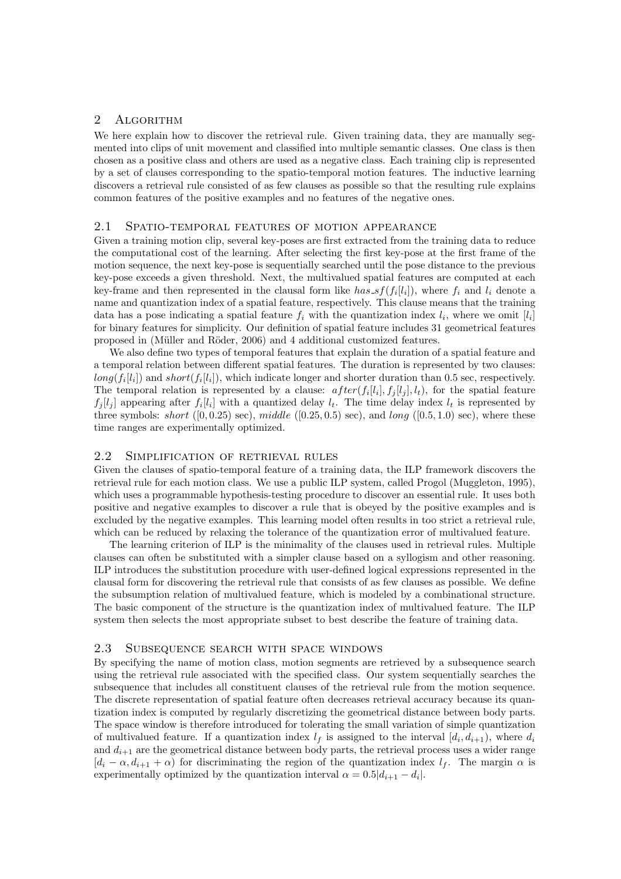## 2 Algorithm

We here explain how to discover the retrieval rule. Given training data, they are manually segmented into clips of unit movement and classified into multiple semantic classes. One class is then chosen as a positive class and others are used as a negative class. Each training clip is represented by a set of clauses corresponding to the spatio-temporal motion features. The inductive learning discovers a retrieval rule consisted of as few clauses as possible so that the resulting rule explains common features of the positive examples and no features of the negative ones.

### 2.1 Spatio-temporal features of motion appearance

Given a training motion clip, several key-poses are first extracted from the training data to reduce the computational cost of the learning. After selecting the first key-pose at the first frame of the motion sequence, the next key-pose is sequentially searched until the pose distance to the previous key-pose exceeds a given threshold. Next, the multivalued spatial features are computed at each key-frame and then represented in the clausal form like $has\_sf(f_i[l_i])$, where $f_i$ and $l_i$ denote a name and quantization index of a spatial feature, respectively. This clause means that the training data has a pose indicating a spatial feature $f_i$ with the quantization index $l_i$, where we omit $[l_i]$ for binary features for simplicity. Our definition of spatial feature includes 31 geometrical features proposed in (Müller and Röder, 2006) and 4 additional customized features.

We also define two types of temporal features that explain the duration of a spatial feature and a temporal relation between different spatial features. The duration is represented by two clauses: $long(f_i[l_i])$ and $short(f_i[l_i])$, which indicate longer and shorter duration than 0.5 sec, respectively. The temporal relation is represented by a clause: $after(f_i[l_i], f_j[l_j], l_t)$, for the spatial feature $f_j[l_j]$ appearing after $f_i[l_i]$ with a quantized delay $l_t$. The time delay index $l_t$ is represented by three symbols: *short* ($[0, 0.25)$ sec), *middle* ($[0.25, 0.5)$ sec), and *long* ($[0.5, 1.0)$ sec), where these time ranges are experimentally optimized.

### 2.2 Simplification of retrieval rules

Given the clauses of spatio-temporal feature of a training data, the ILP framework discovers the retrieval rule for each motion class. We use a public ILP system, called Progol (Muggleton, 1995), which uses a programmable hypothesis-testing procedure to discover an essential rule. It uses both positive and negative examples to discover a rule that is obeyed by the positive examples and is excluded by the negative examples. This learning model often results in too strict a retrieval rule, which can be reduced by relaxing the tolerance of the quantization error of multivalued feature.

The learning criterion of ILP is the minimality of the clauses used in retrieval rules. Multiple clauses can often be substituted with a simpler clause based on a syllogism and other reasoning. ILP introduces the substitution procedure with user-defined logical expressions represented in the clausal form for discovering the retrieval rule that consists of as few clauses as possible. We define the subsumption relation of multivalued feature, which is modeled by a combinational structure. The basic component of the structure is the quantization index of multivalued feature. The ILP system then selects the most appropriate subset to best describe the feature of training data.

### 2.3 Subsequence search with space windows

By specifying the name of motion class, motion segments are retrieved by a subsequence search using the retrieval rule associated with the specified class. Our system sequentially searches the subsequence that includes all constituent clauses of the retrieval rule from the motion sequence. The discrete representation of spatial feature often decreases retrieval accuracy because its quantization index is computed by regularly discretizing the geometrical distance between body parts. The space window is therefore introduced for tolerating the small variation of simple quantization of multivalued feature. If a quantization index $l_f$ is assigned to the interval $[d_i, d_{i+1})$, where $d_i$ and $d_{i+1}$ are the geometrical distance between body parts, the retrieval process uses a wider range $[d_i - \alpha, d_{i+1} + \alpha)$ for discriminating the region of the quantization index $l_f$. The margin $\alpha$ is experimentally optimized by the quantization interval $\alpha = 0.5|d_{i+1} - d_i|$.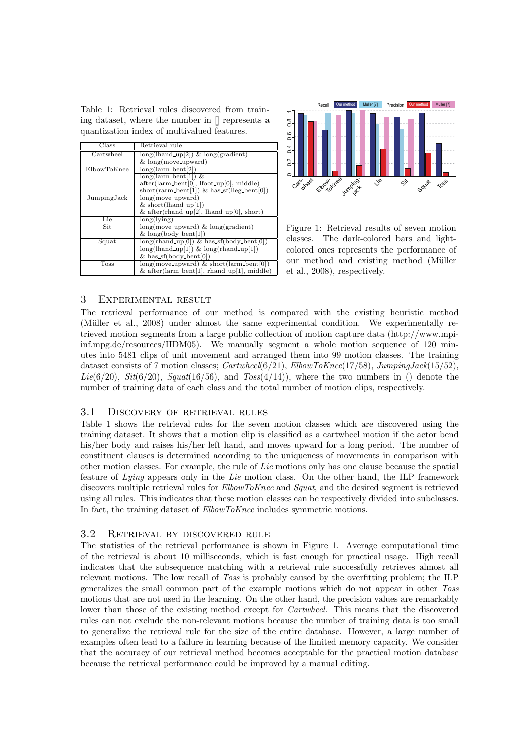Table 1: Retrieval rules discovered from training dataset, where the number in [] represents a quantization index of multivalued features.

| Class | Retrieval rule |
|---|---|
| Cartwheel | long(lhand_up[2]) & long(gradient) & long(move_upward) |
| ElbowToKnee | long(larm_bent[2]) |
| | long(larm_bent[1]) & after(larm_bent[0], lfoot_up[0], middle) |
| | short(rarm_bent[1]) & has_sf(lleg_bent[0]) |
| JumpingJack | long(move_upward) & short(lhand_up[1]) & after(rhand_up[2], lhand_up[0], short) |
| Lie | long(lying) |
| Sit | long(move_upward) & long(gradient) & long(body_bent[1]) |
| Squat | long(rhand_up[0]) & has_sf(body_bent[0]) |
| | long(lhand_up[1]) & long(rhand_up[1]) & has_sf(body_bent[0]) |
| Toss | long(move_upward) & short(larm_bent[0]) & after(larm_bent[1], rhand_up[1], middle) |

Figure 1: Retrieval results of seven motion classes. The dark-colored bars and light-colored ones represents the performance of our method and existing method (Müller et al., 2008), respectively.

## 3 Experimental result

The retrieval performance of our method is compared with the existing heuristic method (Müller et al., 2008) under almost the same experimental condition. We experimentally retrieved motion segments from a large public collection of motion capture data (http://www.mpi-inf.mpg.de/resources/HDM05). We manually segment a whole motion sequence of 120 minutes into 5481 clips of unit movement and arranged them into 99 motion classes. The training dataset consists of 7 motion classes; *Cartwheel*(6/21), *ElbowToKnee*(17/58), *JumpingJack*(15/52), *Lie*(6/20), *Sit*(6/20), *Squat*(16/56), and *Toss*(4/14)), where the two numbers in () denote the number of training data of each class and the total number of motion clips, respectively.

### 3.1 Discovery of retrieval rules

Table 1 shows the retrieval rules for the seven motion classes which are discovered using the training dataset. It shows that a motion clip is classified as a cartwheel motion if the actor bend his/her body and raises his/her left hand, and moves upward for a long period. The number of constituent clauses is determined according to the uniqueness of movements in comparison with other motion classes. For example, the rule of *Lie* motions only has one clause because the spatial feature of *Lying* appears only in the *Lie* motion class. On the other hand, the ILP framework discovers multiple retrieval rules for *ElbowToKnee* and *Squat*, and the desired segment is retrieved using all rules. This indicates that these motion classes can be respectively divided into subclasses. In fact, the training dataset of *ElbowToKnee* includes symmetric motions.

### 3.2 Retrieval by discovered rule

The statistics of the retrieval performance is shown in Figure 1. Average computational time of the retrieval is about 10 milliseconds, which is fast enough for practical usage. High recall indicates that the subsequence matching with a retrieval rule successfully retrieves almost all relevant motions. The low recall of *Toss* is probably caused by the overfitting problem; the ILP generalizes the small common part of the example motions which do not appear in other *Toss* motions that are not used in the learning. On the other hand, the precision values are remarkably lower than those of the existing method except for *Cartwheel*. This means that the discovered rules can not exclude the non-relevant motions because the number of training data is too small to generalize the retrieval rule for the size of the entire database. However, a large number of examples often lead to a failure in learning because of the limited memory capacity. We consider that the accuracy of our retrieval method becomes acceptable for the practical motion database because the retrieval performance could be improved by a manual editing.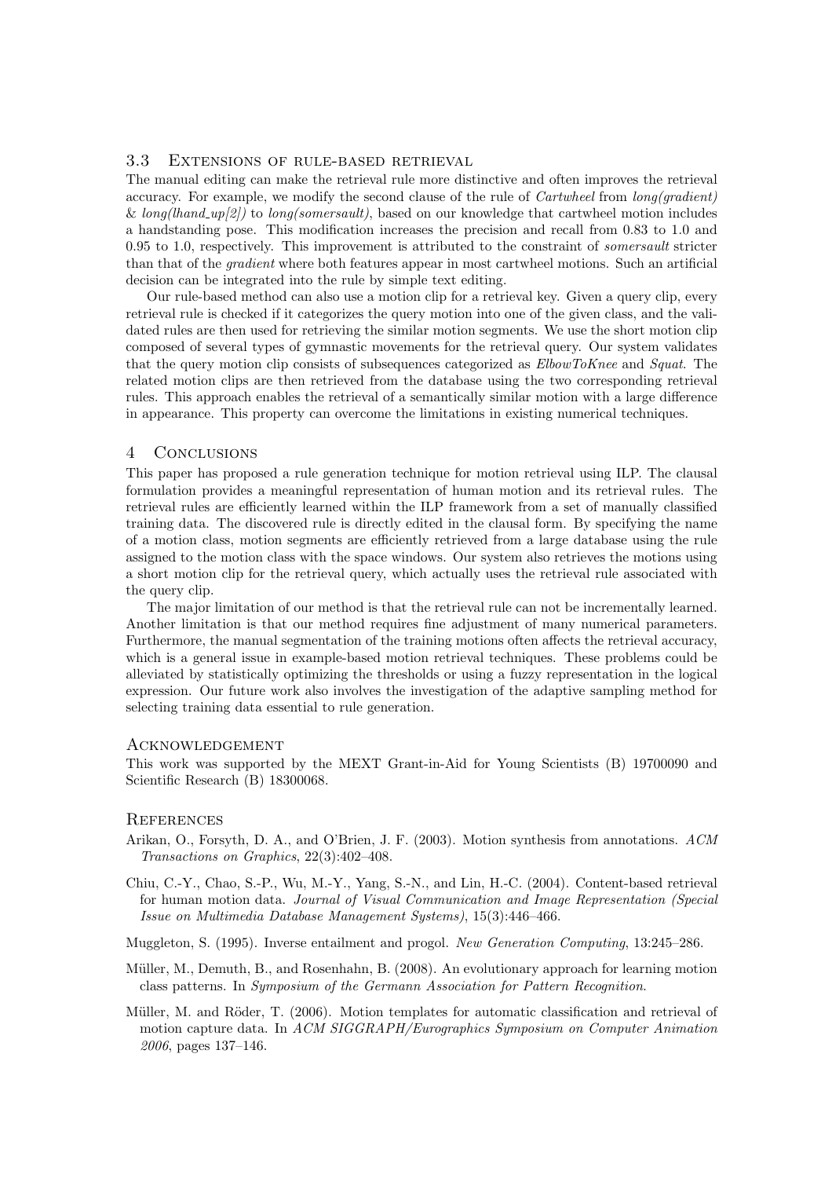### 3.3 Extensions of rule-based retrieval

The manual editing can make the retrieval rule more distinctive and often improves the retrieval accuracy. For example, we modify the second clause of the rule of *Cartwheel* from *long(gradient)* & *long(lhand_up[2])* to *long(somersault)*, based on our knowledge that cartwheel motion includes a handstanding pose. This modification increases the precision and recall from 0.83 to 1.0 and 0.95 to 1.0, respectively. This improvement is attributed to the constraint of *somersault* stricter than that of the *gradient* where both features appear in most cartwheel motions. Such an artificial decision can be integrated into the rule by simple text editing.

Our rule-based method can also use a motion clip for a retrieval key. Given a query clip, every retrieval rule is checked if it categorizes the query motion into one of the given class, and the validated rules are then used for retrieving the similar motion segments. We use the short motion clip composed of several types of gymnastic movements for the retrieval query. Our system validates that the query motion clip consists of subsequences categorized as *ElbowToKnee* and *Squat*. The related motion clips are then retrieved from the database using the two corresponding retrieval rules. This approach enables the retrieval of a semantically similar motion with a large difference in appearance. This property can overcome the limitations in existing numerical techniques.

## 4 Conclusions

This paper has proposed a rule generation technique for motion retrieval using ILP. The clausal formulation provides a meaningful representation of human motion and its retrieval rules. The retrieval rules are efficiently learned within the ILP framework from a set of manually classified training data. The discovered rule is directly edited in the clausal form. By specifying the name of a motion class, motion segments are efficiently retrieved from a large database using the rule assigned to the motion class with the space windows. Our system also retrieves the motions using a short motion clip for the retrieval query, which actually uses the retrieval rule associated with the query clip.

The major limitation of our method is that the retrieval rule can not be incrementally learned. Another limitation is that our method requires fine adjustment of many numerical parameters. Furthermore, the manual segmentation of the training motions often affects the retrieval accuracy, which is a general issue in example-based motion retrieval techniques. These problems could be alleviated by statistically optimizing the thresholds or using a fuzzy representation in the logical expression. Our future work also involves the investigation of the adaptive sampling method for selecting training data essential to rule generation.

## Acknowledgement

This work was supported by the MEXT Grant-in-Aid for Young Scientists (B) 19700090 and Scientific Research (B) 18300068.

## References

Arikan, O., Forsyth, D. A., and O'Brien, J. F. (2003). Motion synthesis from annotations. *ACM Transactions on Graphics*, 22(3):402–408.

Chiu, C.-Y., Chao, S.-P., Wu, M.-Y., Yang, S.-N., and Lin, H.-C. (2004). Content-based retrieval for human motion data. *Journal of Visual Communication and Image Representation (Special Issue on Multimedia Database Management Systems)*, 15(3):446–466.

Muggleton, S. (1995). Inverse entailment and progol. *New Generation Computing*, 13:245–286.

Müller, M., Demuth, B., and Rosenhahn, B. (2008). An evolutionary approach for learning motion class patterns. In *Symposium of the Germann Association for Pattern Recognition*.

Müller, M. and Röder, T. (2006). Motion templates for automatic classification and retrieval of motion capture data. In *ACM SIGGRAPH/Eurographics Symposium on Computer Animation 2006*, pages 137–146.